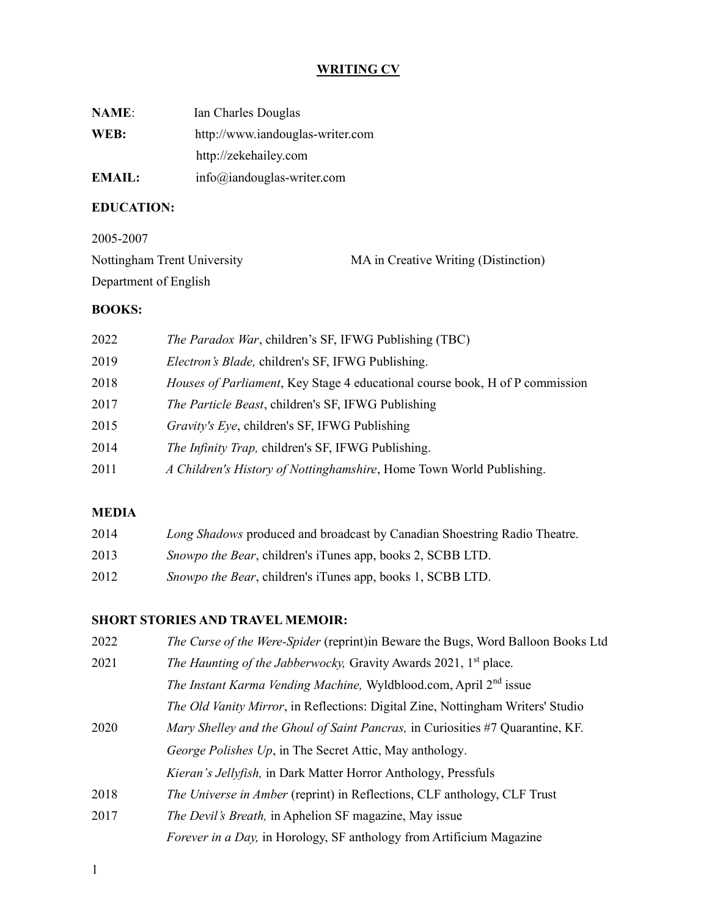# WRITING CV

**NAME**: Ian Charles Douglas

**WEB:** http://www.iandouglas-writer.com

http://zekehailey.com

**EMAIL:** info@iandouglas-writer.com

## EDUCATION:

2005-2007

Nottingham Trent University — MA in Creative Writing (Distinction)

Department of English

## BOOKS:

| | |
|---|---|
| 2022 | *The Paradox War*, children's SF, IFWG Publishing (TBC) |
| 2019 | *Electron's Blade,* children's SF, IFWG Publishing. |
| 2018 | *Houses of Parliament*, Key Stage 4 educational course book, H of P commission |
| 2017 | *The Particle Beast*, children's SF, IFWG Publishing |
| 2015 | *Gravity's Eye*, children's SF, IFWG Publishing |
| 2014 | *The Infinity Trap,* children's SF, IFWG Publishing. |
| 2011 | *A Children's History of Nottinghamshire*, Home Town World Publishing. |

## MEDIA

| | |
|---|---|
| 2014 | *Long Shadows* produced and broadcast by Canadian Shoestring Radio Theatre. |
| 2013 | *Snowpo the Bear*, children's iTunes app, books 2, SCBB LTD. |
| 2012 | *Snowpo the Bear*, children's iTunes app, books 1, SCBB LTD. |

## SHORT STORIES AND TRAVEL MEMOIR:

| | |
|---|---|
| 2022 | *The Curse of the Were-Spider* (reprint)in Beware the Bugs, Word Balloon Books Ltd |
| 2021 | *The Haunting of the Jabberwocky,* Gravity Awards 2021, 1st place. |
| | *The Instant Karma Vending Machine,* Wyldblood.com, April 2nd issue |
| | *The Old Vanity Mirror*, in Reflections: Digital Zine, Nottingham Writers' Studio |
| 2020 | *Mary Shelley and the Ghoul of Saint Pancras,* in Curiosities #7 Quarantine, KF. |
| | *George Polishes Up*, in The Secret Attic, May anthology. |
| | *Kieran's Jellyfish,* in Dark Matter Horror Anthology, Pressfuls |
| 2018 | *The Universe in Amber* (reprint) in Reflections, CLF anthology, CLF Trust |
| 2017 | *The Devil's Breath,* in Aphelion SF magazine, May issue |
| | *Forever in a Day,* in Horology, SF anthology from Artificium Magazine |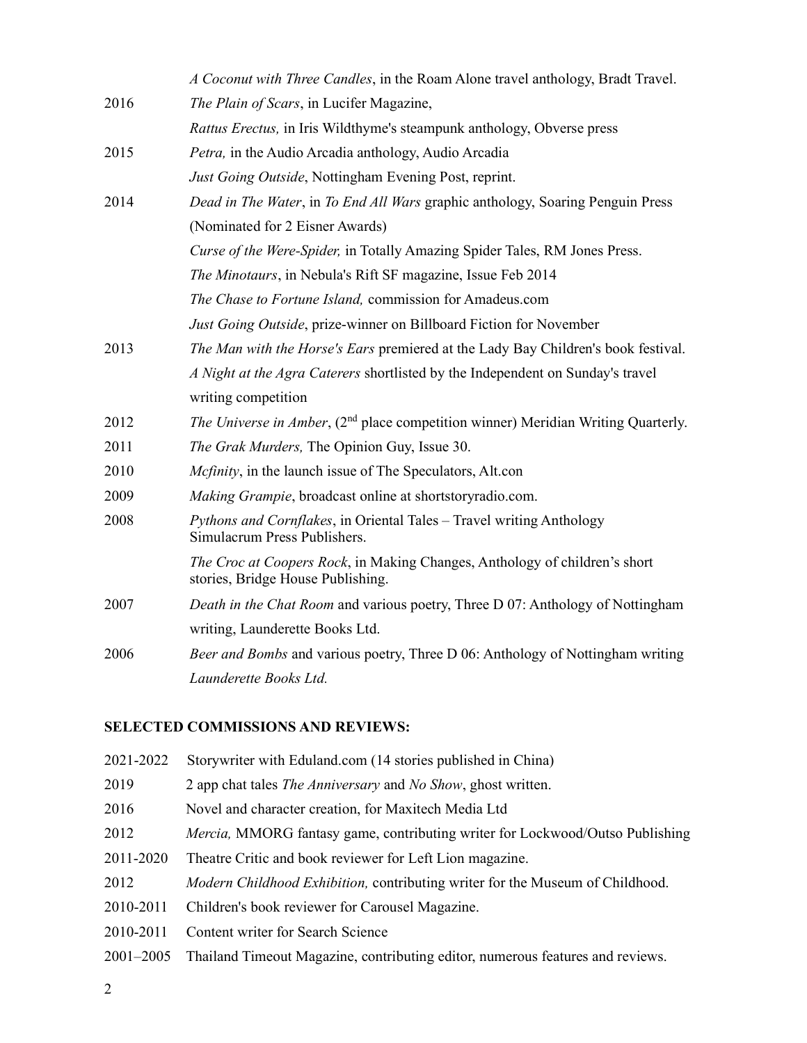| | |
|---|---|
| | *A Coconut with Three Candles*, in the Roam Alone travel anthology, Bradt Travel. |
| 2016 | *The Plain of Scars*, in Lucifer Magazine, |
| | *Rattus Erectus,* in Iris Wildthyme's steampunk anthology, Obverse press |
| 2015 | *Petra,* in the Audio Arcadia anthology, Audio Arcadia |
| | *Just Going Outside*, Nottingham Evening Post, reprint. |
| 2014 | *Dead in The Water*, in *To End All Wars* graphic anthology, Soaring Penguin Press (Nominated for 2 Eisner Awards) |
| | *Curse of the Were-Spider,* in Totally Amazing Spider Tales, RM Jones Press. |
| | *The Minotaurs*, in Nebula's Rift SF magazine, Issue Feb 2014 |
| | *The Chase to Fortune Island,* commission for Amadeus.com |
| | *Just Going Outside*, prize-winner on Billboard Fiction for November |
| 2013 | *The Man with the Horse's Ears* premiered at the Lady Bay Children's book festival. |
| | *A Night at the Agra Caterers* shortlisted by the Independent on Sunday's travel writing competition |
| 2012 | *The Universe in Amber*, (2nd place competition winner) Meridian Writing Quarterly. |
| 2011 | *The Grak Murders,* The Opinion Guy, Issue 30. |
| 2010 | *Mcfinity*, in the launch issue of The Speculators, Alt.con |
| 2009 | *Making Grampie*, broadcast online at shortstoryradio.com. |
| 2008 | *Pythons and Cornflakes*, in Oriental Tales – Travel writing Anthology Simulacrum Press Publishers. |
| | *The Croc at Coopers Rock*, in Making Changes, Anthology of children's short stories, Bridge House Publishing. |
| 2007 | *Death in the Chat Room* and various poetry, Three D 07: Anthology of Nottingham writing, Launderette Books Ltd. |
| 2006 | *Beer and Bombs* and various poetry, Three D 06: Anthology of Nottingham writing *Launderette Books Ltd.* |

**SELECTED COMMISSIONS AND REVIEWS:**

| | |
|---|---|
| 2021-2022 | Storywriter with Eduland.com (14 stories published in China) |
| 2019 | 2 app chat tales *The Anniversary* and *No Show*, ghost written. |
| 2016 | Novel and character creation, for Maxitech Media Ltd |
| 2012 | *Mercia,* MMORG fantasy game, contributing writer for Lockwood/Outso Publishing |
| 2011-2020 | Theatre Critic and book reviewer for Left Lion magazine. |
| 2012 | *Modern Childhood Exhibition,* contributing writer for the Museum of Childhood. |
| 2010-2011 | Children's book reviewer for Carousel Magazine. |
| 2010-2011 | Content writer for Search Science |
| 2001–2005 | Thailand Timeout Magazine, contributing editor, numerous features and reviews. |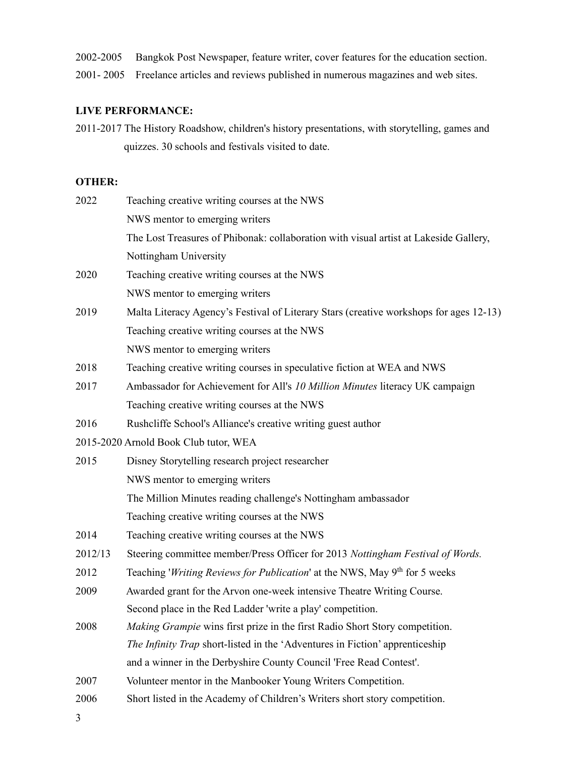2002-2005 Bangkok Post Newspaper, feature writer, cover features for the education section.

2001- 2005 Freelance articles and reviews published in numerous magazines and web sites.

**LIVE PERFORMANCE:**

2011-2017 The History Roadshow, children's history presentations, with storytelling, games and quizzes. 30 schools and festivals visited to date.

**OTHER:**

2022 Teaching creative writing courses at the NWS
NWS mentor to emerging writers
The Lost Treasures of Phibonak: collaboration with visual artist at Lakeside Gallery, Nottingham University

2020 Teaching creative writing courses at the NWS
NWS mentor to emerging writers

2019 Malta Literacy Agency's Festival of Literary Stars (creative workshops for ages 12-13)
Teaching creative writing courses at the NWS
NWS mentor to emerging writers

2018 Teaching creative writing courses in speculative fiction at WEA and NWS

2017 Ambassador for Achievement for All's *10 Million Minutes* literacy UK campaign
Teaching creative writing courses at the NWS

2016 Rushcliffe School's Alliance's creative writing guest author

2015-2020 Arnold Book Club tutor, WEA

2015 Disney Storytelling research project researcher
NWS mentor to emerging writers
The Million Minutes reading challenge's Nottingham ambassador
Teaching creative writing courses at the NWS

2014 Teaching creative writing courses at the NWS

2012/13 Steering committee member/Press Officer for 2013 *Nottingham Festival of Words.*

2012 Teaching '*Writing Reviews for Publication*' at the NWS, May 9th for 5 weeks

2009 Awarded grant for the Arvon one-week intensive Theatre Writing Course.
Second place in the Red Ladder 'write a play' competition.

2008 *Making Grampie* wins first prize in the first Radio Short Story competition.
*The Infinity Trap* short-listed in the 'Adventures in Fiction' apprenticeship and a winner in the Derbyshire County Council 'Free Read Contest'.

2007 Volunteer mentor in the Manbooker Young Writers Competition.

2006 Short listed in the Academy of Children's Writers short story competition.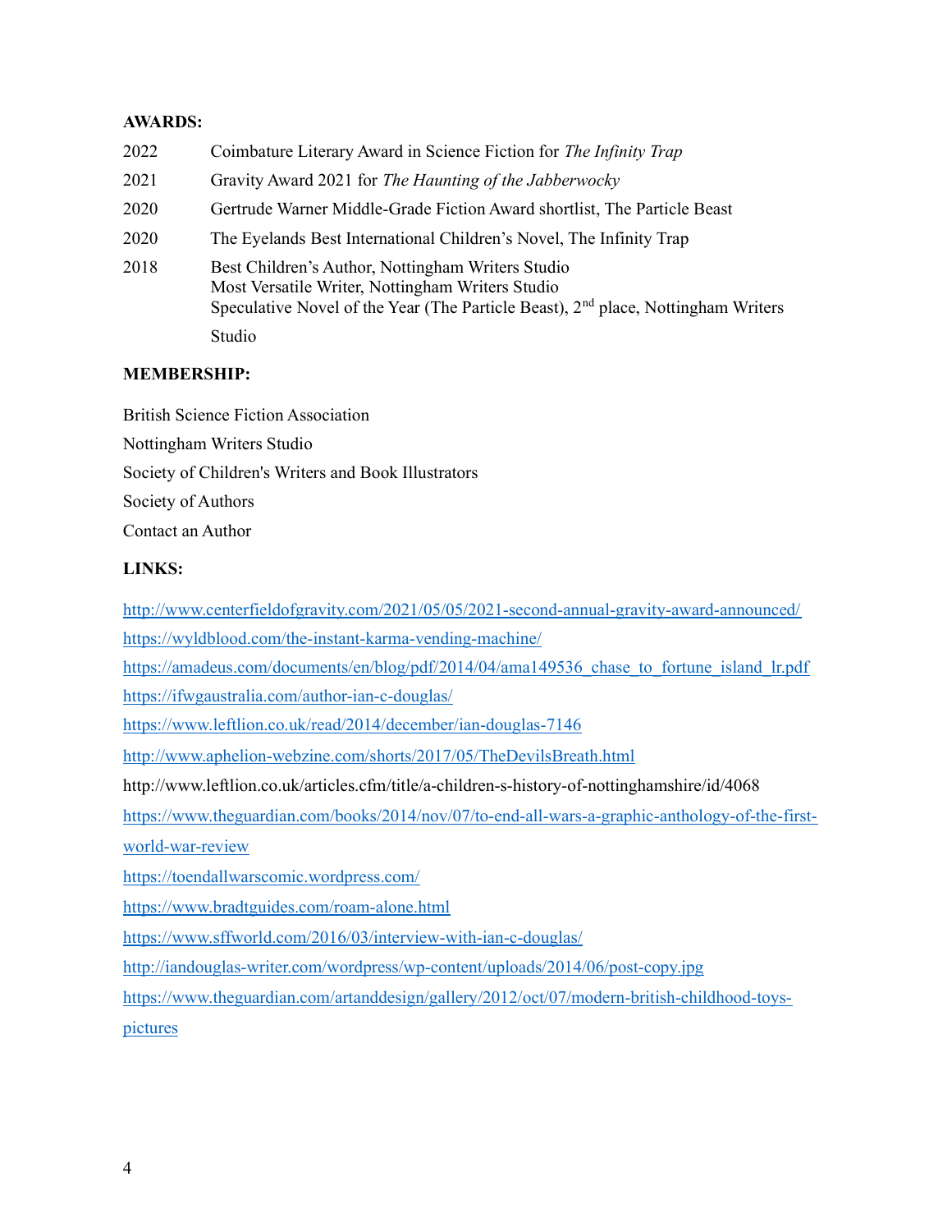**AWARDS:**

| | |
|---|---|
| 2022 | Coimbature Literary Award in Science Fiction for *The Infinity Trap* |
| 2021 | Gravity Award 2021 for *The Haunting of the Jabberwocky* |
| 2020 | Gertrude Warner Middle-Grade Fiction Award shortlist, The Particle Beast |
| 2020 | The Eyelands Best International Children's Novel, The Infinity Trap |
| 2018 | Best Children's Author, Nottingham Writers Studio<br>Most Versatile Writer, Nottingham Writers Studio<br>Speculative Novel of the Year (The Particle Beast), 2nd place, Nottingham Writers Studio |

**MEMBERSHIP:**

British Science Fiction Association

Nottingham Writers Studio

Society of Children's Writers and Book Illustrators

Society of Authors

Contact an Author

**LINKS:**

http://www.centerfieldofgravity.com/2021/05/05/2021-second-annual-gravity-award-announced/

https://wyldblood.com/the-instant-karma-vending-machine/

https://amadeus.com/documents/en/blog/pdf/2014/04/ama149536_chase_to_fortune_island_lr.pdf

https://ifwgaustralia.com/author-ian-c-douglas/

https://www.leftlion.co.uk/read/2014/december/ian-douglas-7146

http://www.aphelion-webzine.com/shorts/2017/05/TheDevilsBreath.html

http://www.leftlion.co.uk/articles.cfm/title/a-children-s-history-of-nottinghamshire/id/4068

https://www.theguardian.com/books/2014/nov/07/to-end-all-wars-a-graphic-anthology-of-the-first-world-war-review

https://toendallwarscomic.wordpress.com/

https://www.bradtguides.com/roam-alone.html

https://www.sffworld.com/2016/03/interview-with-ian-c-douglas/

http://iandouglas-writer.com/wordpress/wp-content/uploads/2014/06/post-copy.jpg

https://www.theguardian.com/artanddesign/gallery/2012/oct/07/modern-british-childhood-toys-pictures